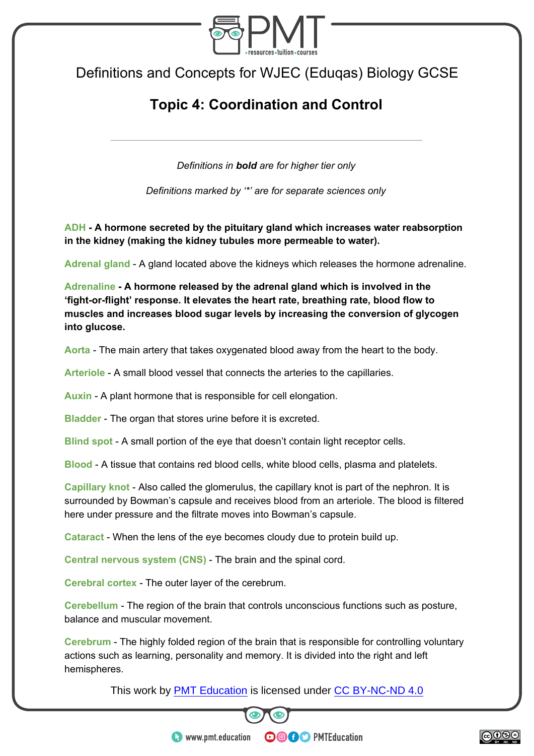# Definitions and Concepts for WJEC (Eduqas) Biology GCSE

## Topic 4: Coordination and Control

*Definitions in **bold** are for higher tier only*

*Definitions marked by '*' are for separate sciences only*

ADH - **A hormone secreted by the pituitary gland which increases water reabsorption in the kidney (making the kidney tubules more permeable to water).**

Adrenal gland - A gland located above the kidneys which releases the hormone adrenaline.

Adrenaline - **A hormone released by the adrenal gland which is involved in the 'fight-or-flight' response. It elevates the heart rate, breathing rate, blood flow to muscles and increases blood sugar levels by increasing the conversion of glycogen into glucose.**

Aorta - The main artery that takes oxygenated blood away from the heart to the body.

Arteriole - A small blood vessel that connects the arteries to the capillaries.

Auxin - A plant hormone that is responsible for cell elongation.

Bladder - The organ that stores urine before it is excreted.

Blind spot - A small portion of the eye that doesn't contain light receptor cells.

Blood - A tissue that contains red blood cells, white blood cells, plasma and platelets.

Capillary knot - Also called the glomerulus, the capillary knot is part of the nephron. It is surrounded by Bowman's capsule and receives blood from an arteriole. The blood is filtered here under pressure and the filtrate moves into Bowman's capsule.

Cataract - When the lens of the eye becomes cloudy due to protein build up.

Central nervous system (CNS) - The brain and the spinal cord.

Cerebral cortex - The outer layer of the cerebrum.

Cerebellum - The region of the brain that controls unconscious functions such as posture, balance and muscular movement.

Cerebrum - The highly folded region of the brain that is responsible for controlling voluntary actions such as learning, personality and memory. It is divided into the right and left hemispheres.

This work by PMT Education is licensed under CC BY-NC-ND 4.0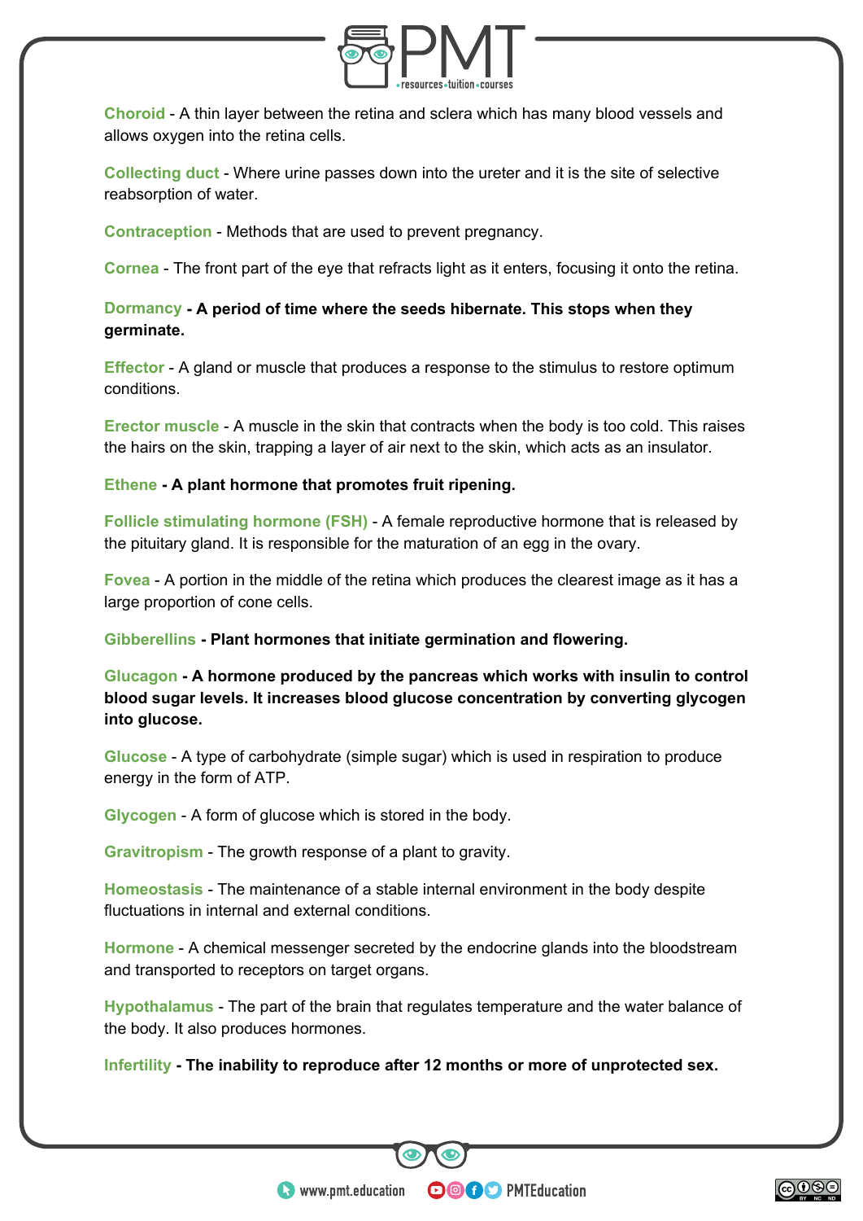**Choroid** - A thin layer between the retina and sclera which has many blood vessels and allows oxygen into the retina cells.

**Collecting duct** - Where urine passes down into the ureter and it is the site of selective reabsorption of water.

**Contraception** - Methods that are used to prevent pregnancy.

**Cornea** - The front part of the eye that refracts light as it enters, focusing it onto the retina.

**Dormancy** - **A period of time where the seeds hibernate. This stops when they germinate.**

**Effector** - A gland or muscle that produces a response to the stimulus to restore optimum conditions.

**Erector muscle** - A muscle in the skin that contracts when the body is too cold. This raises the hairs on the skin, trapping a layer of air next to the skin, which acts as an insulator.

**Ethene** - **A plant hormone that promotes fruit ripening.**

**Follicle stimulating hormone (FSH)** - A female reproductive hormone that is released by the pituitary gland. It is responsible for the maturation of an egg in the ovary.

**Fovea** - A portion in the middle of the retina which produces the clearest image as it has a large proportion of cone cells.

**Gibberellins** - **Plant hormones that initiate germination and flowering.**

**Glucagon** - **A hormone produced by the pancreas which works with insulin to control blood sugar levels. It increases blood glucose concentration by converting glycogen into glucose.**

**Glucose** - A type of carbohydrate (simple sugar) which is used in respiration to produce energy in the form of ATP.

**Glycogen** - A form of glucose which is stored in the body.

**Gravitropism** - The growth response of a plant to gravity.

**Homeostasis** - The maintenance of a stable internal environment in the body despite fluctuations in internal and external conditions.

**Hormone** - A chemical messenger secreted by the endocrine glands into the bloodstream and transported to receptors on target organs.

**Hypothalamus** - The part of the brain that regulates temperature and the water balance of the body. It also produces hormones.

**Infertility** - **The inability to reproduce after 12 months or more of unprotected sex.**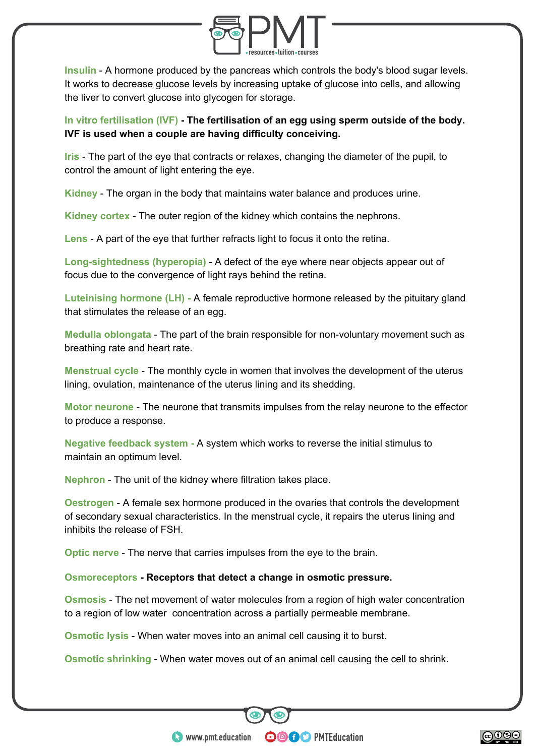**Insulin** - A hormone produced by the pancreas which controls the body's blood sugar levels. It works to decrease glucose levels by increasing uptake of glucose into cells, and allowing the liver to convert glucose into glycogen for storage.

**In vitro fertilisation (IVF)** - **The fertilisation of an egg using sperm outside of the body. IVF is used when a couple are having difficulty conceiving.**

**Iris** - The part of the eye that contracts or relaxes, changing the diameter of the pupil, to control the amount of light entering the eye.

**Kidney** - The organ in the body that maintains water balance and produces urine.

**Kidney cortex** - The outer region of the kidney which contains the nephrons.

**Lens** - A part of the eye that further refracts light to focus it onto the retina.

**Long-sightedness (hyperopia)** - A defect of the eye where near objects appear out of focus due to the convergence of light rays behind the retina.

**Luteinising hormone (LH)** - A female reproductive hormone released by the pituitary gland that stimulates the release of an egg.

**Medulla oblongata** - The part of the brain responsible for non-voluntary movement such as breathing rate and heart rate.

**Menstrual cycle** - The monthly cycle in women that involves the development of the uterus lining, ovulation, maintenance of the uterus lining and its shedding.

**Motor neurone** - The neurone that transmits impulses from the relay neurone to the effector to produce a response.

**Negative feedback system** - A system which works to reverse the initial stimulus to maintain an optimum level.

**Nephron** - The unit of the kidney where filtration takes place.

**Oestrogen** - A female sex hormone produced in the ovaries that controls the development of secondary sexual characteristics. In the menstrual cycle, it repairs the uterus lining and inhibits the release of FSH.

**Optic nerve** - The nerve that carries impulses from the eye to the brain.

**Osmoreceptors** - **Receptors that detect a change in osmotic pressure.**

**Osmosis** - The net movement of water molecules from a region of high water concentration to a region of low water concentration across a partially permeable membrane.

**Osmotic lysis** - When water moves into an animal cell causing it to burst.

**Osmotic shrinking** - When water moves out of an animal cell causing the cell to shrink.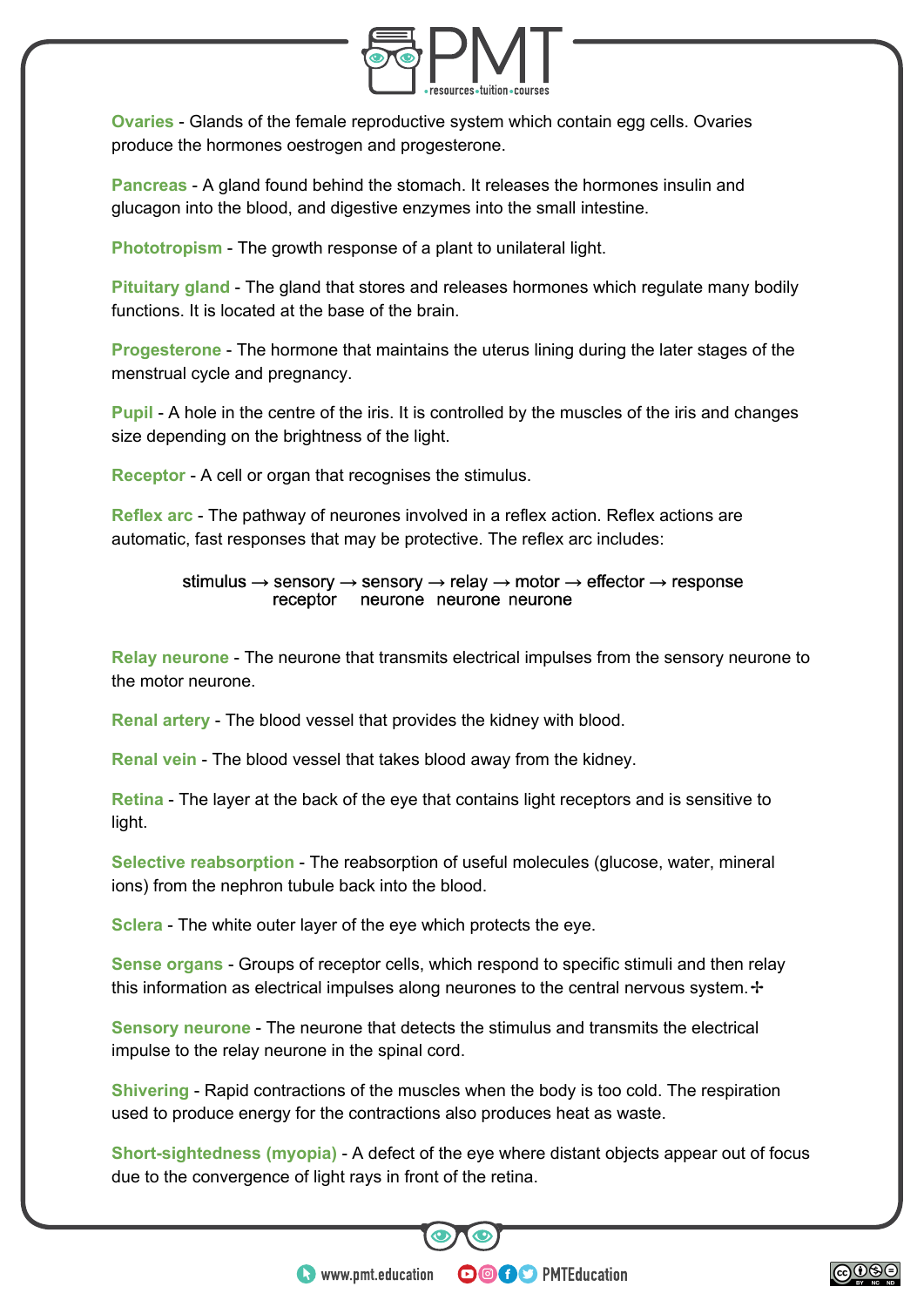**Ovaries** - Glands of the female reproductive system which contain egg cells. Ovaries produce the hormones oestrogen and progesterone.

**Pancreas** - A gland found behind the stomach. It releases the hormones insulin and glucagon into the blood, and digestive enzymes into the small intestine.

**Phototropism** - The growth response of a plant to unilateral light.

**Pituitary gland** - The gland that stores and releases hormones which regulate many bodily functions. It is located at the base of the brain.

**Progesterone** - The hormone that maintains the uterus lining during the later stages of the menstrual cycle and pregnancy.

**Pupil** - A hole in the centre of the iris. It is controlled by the muscles of the iris and changes size depending on the brightness of the light.

**Receptor** - A cell or organ that recognises the stimulus.

**Reflex arc** - The pathway of neurones involved in a reflex action. Reflex actions are automatic, fast responses that may be protective. The reflex arc includes:

stimulus → sensory receptor → sensory neurone → relay neurone → motor neurone → effector → response

**Relay neurone** - The neurone that transmits electrical impulses from the sensory neurone to the motor neurone.

**Renal artery** - The blood vessel that provides the kidney with blood.

**Renal vein** - The blood vessel that takes blood away from the kidney.

**Retina** - The layer at the back of the eye that contains light receptors and is sensitive to light.

**Selective reabsorption** - The reabsorption of useful molecules (glucose, water, mineral ions) from the nephron tubule back into the blood.

**Sclera** - The white outer layer of the eye which protects the eye.

**Sense organs** - Groups of receptor cells, which respond to specific stimuli and then relay this information as electrical impulses along neurones to the central nervous system. ✢

**Sensory neurone** - The neurone that detects the stimulus and transmits the electrical impulse to the relay neurone in the spinal cord.

**Shivering** - Rapid contractions of the muscles when the body is too cold. The respiration used to produce energy for the contractions also produces heat as waste.

**Short-sightedness (myopia)** - A defect of the eye where distant objects appear out of focus due to the convergence of light rays in front of the retina.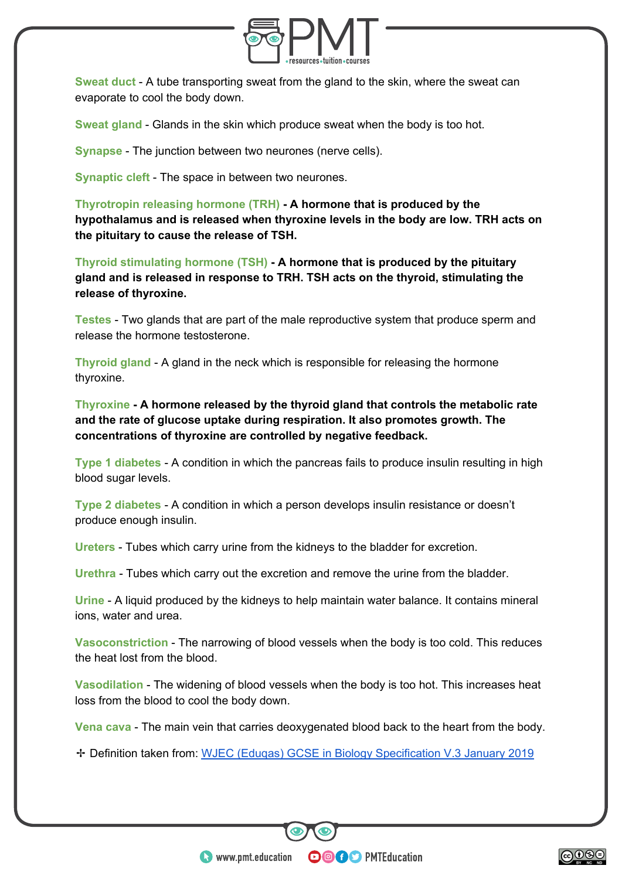**Sweat duct** - A tube transporting sweat from the gland to the skin, where the sweat can evaporate to cool the body down.

**Sweat gland** - Glands in the skin which produce sweat when the body is too hot.

**Synapse** - The junction between two neurones (nerve cells).

**Synaptic cleft** - The space in between two neurones.

**Thyrotropin releasing hormone (TRH)** - **A hormone that is produced by the hypothalamus and is released when thyroxine levels in the body are low. TRH acts on the pituitary to cause the release of TSH.**

**Thyroid stimulating hormone (TSH)** - **A hormone that is produced by the pituitary gland and is released in response to TRH. TSH acts on the thyroid, stimulating the release of thyroxine.**

**Testes** - Two glands that are part of the male reproductive system that produce sperm and release the hormone testosterone.

**Thyroid gland** - A gland in the neck which is responsible for releasing the hormone thyroxine.

**Thyroxine** - **A hormone released by the thyroid gland that controls the metabolic rate and the rate of glucose uptake during respiration. It also promotes growth. The concentrations of thyroxine are controlled by negative feedback.**

**Type 1 diabetes** - A condition in which the pancreas fails to produce insulin resulting in high blood sugar levels.

**Type 2 diabetes** - A condition in which a person develops insulin resistance or doesn't produce enough insulin.

**Ureters** - Tubes which carry urine from the kidneys to the bladder for excretion.

**Urethra** - Tubes which carry out the excretion and remove the urine from the bladder.

**Urine** - A liquid produced by the kidneys to help maintain water balance. It contains mineral ions, water and urea.

**Vasoconstriction** - The narrowing of blood vessels when the body is too cold. This reduces the heat lost from the blood.

**Vasodilation** - The widening of blood vessels when the body is too hot. This increases heat loss from the blood to cool the body down.

**Vena cava** - The main vein that carries deoxygenated blood back to the heart from the body.

✢ Definition taken from: [WJEC (Eduqas) GCSE in Biology Specification V.3 January 2019]